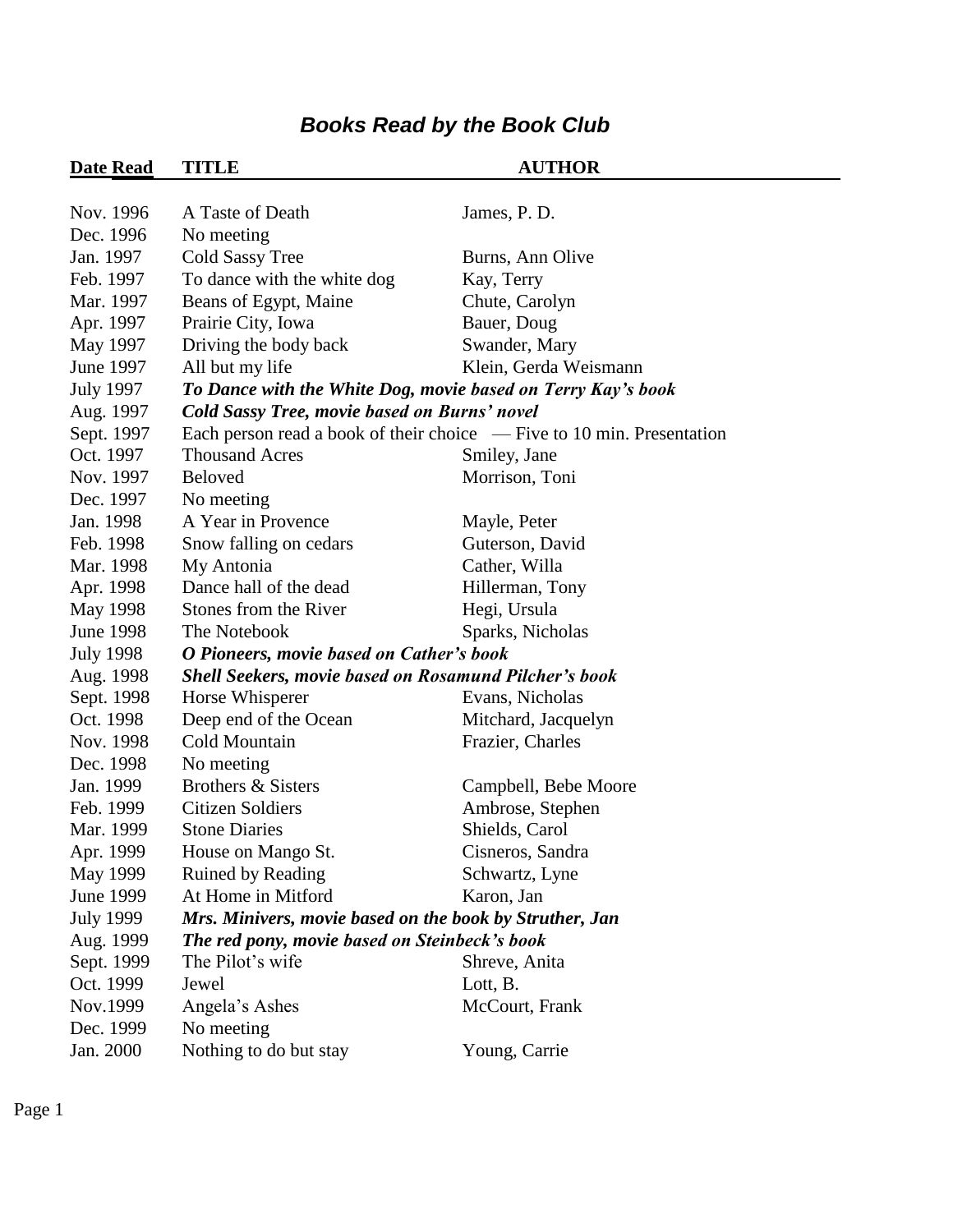# *Books Read by the Book Club*

| Date Read | TITLE | AUTHOR |
|---|---|---|
| Nov. 1996 | A Taste of Death | James, P. D. |
| Dec. 1996 | No meeting | |
| Jan. 1997 | Cold Sassy Tree | Burns, Ann Olive |
| Feb. 1997 | To dance with the white dog | Kay, Terry |
| Mar. 1997 | Beans of Egypt, Maine | Chute, Carolyn |
| Apr. 1997 | Prairie City, Iowa | Bauer, Doug |
| May 1997 | Driving the body back | Swander, Mary |
| June 1997 | All but my life | Klein, Gerda Weismann |
| July 1997 | ***To Dance with the White Dog, movie based on Terry Kay's book*** | |
| Aug. 1997 | ***Cold Sassy Tree, movie based on Burns' novel*** | |
| Sept. 1997 | Each person read a book of their choice — Five to 10 min. Presentation | |
| Oct. 1997 | Thousand Acres | Smiley, Jane |
| Nov. 1997 | Beloved | Morrison, Toni |
| Dec. 1997 | No meeting | |
| Jan. 1998 | A Year in Provence | Mayle, Peter |
| Feb. 1998 | Snow falling on cedars | Guterson, David |
| Mar. 1998 | My Antonia | Cather, Willa |
| Apr. 1998 | Dance hall of the dead | Hillerman, Tony |
| May 1998 | Stones from the River | Hegi, Ursula |
| June 1998 | The Notebook | Sparks, Nicholas |
| July 1998 | ***O Pioneers, movie based on Cather's book*** | |
| Aug. 1998 | ***Shell Seekers, movie based on Rosamund Pilcher's book*** | |
| Sept. 1998 | Horse Whisperer | Evans, Nicholas |
| Oct. 1998 | Deep end of the Ocean | Mitchard, Jacquelyn |
| Nov. 1998 | Cold Mountain | Frazier, Charles |
| Dec. 1998 | No meeting | |
| Jan. 1999 | Brothers & Sisters | Campbell, Bebe Moore |
| Feb. 1999 | Citizen Soldiers | Ambrose, Stephen |
| Mar. 1999 | Stone Diaries | Shields, Carol |
| Apr. 1999 | House on Mango St. | Cisneros, Sandra |
| May 1999 | Ruined by Reading | Schwartz, Lyne |
| June 1999 | At Home in Mitford | Karon, Jan |
| July 1999 | ***Mrs. Minivers, movie based on the book by Struther, Jan*** | |
| Aug. 1999 | ***The red pony, movie based on Steinbeck's book*** | |
| Sept. 1999 | The Pilot's wife | Shreve, Anita |
| Oct. 1999 | Jewel | Lott, B. |
| Nov.1999 | Angela's Ashes | McCourt, Frank |
| Dec. 1999 | No meeting | |
| Jan. 2000 | Nothing to do but stay | Young, Carrie |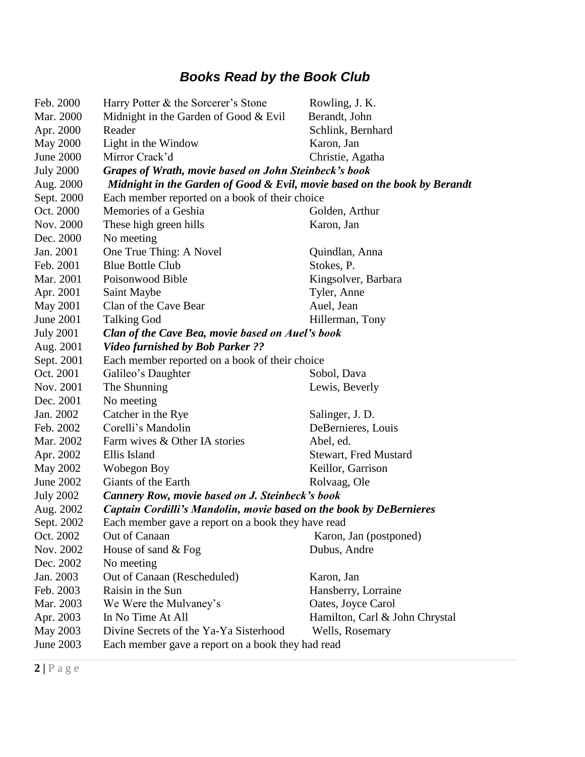## ***Books Read by the Book Club***

| Date | Title | Author |
|---|---|---|
| Feb. 2000 | Harry Potter & the Sorcerer's Stone | Rowling, J. K. |
| Mar. 2000 | Midnight in the Garden of Good & Evil | Berandt, John |
| Apr. 2000 | Reader | Schlink, Bernhard |
| May 2000 | Light in the Window | Karon, Jan |
| June 2000 | Mirror Crack'd | Christie, Agatha |
| July 2000 | ***Grapes of Wrath, movie based on John Steinbeck's book*** | |
| Aug. 2000 | ***Midnight in the Garden of Good & Evil, movie based on the book by Berandt*** | |
| Sept. 2000 | Each member reported on a book of their choice | |
| Oct. 2000 | Memories of a Geshia | Golden, Arthur |
| Nov. 2000 | These high green hills | Karon, Jan |
| Dec. 2000 | No meeting | |
| Jan. 2001 | One True Thing: A Novel | Quindlan, Anna |
| Feb. 2001 | Blue Bottle Club | Stokes, P. |
| Mar. 2001 | Poisonwood Bible | Kingsolver, Barbara |
| Apr. 2001 | Saint Maybe | Tyler, Anne |
| May 2001 | Clan of the Cave Bear | Auel, Jean |
| June 2001 | Talking God | Hillerman, Tony |
| July 2001 | ***Clan of the Cave Bea, movie based on Auel's book*** | |
| Aug. 2001 | ***Video furnished by Bob Parker ??*** | |
| Sept. 2001 | Each member reported on a book of their choice | |
| Oct. 2001 | Galileo's Daughter | Sobol, Dava |
| Nov. 2001 | The Shunning | Lewis, Beverly |
| Dec. 2001 | No meeting | |
| Jan. 2002 | Catcher in the Rye | Salinger, J. D. |
| Feb. 2002 | Corelli's Mandolin | DeBernieres, Louis |
| Mar. 2002 | Farm wives & Other IA stories | Abel, ed. |
| Apr. 2002 | Ellis Island | Stewart, Fred Mustard |
| May 2002 | Wobegon Boy | Keillor, Garrison |
| June 2002 | Giants of the Earth | Rolvaag, Ole |
| July 2002 | ***Cannery Row, movie based on J. Steinbeck's book*** | |
| Aug. 2002 | ***Captain Cordilli's Mandolin, movie based on the book by DeBernieres*** | |
| Sept. 2002 | Each member gave a report on a book they have read | |
| Oct. 2002 | Out of Canaan | Karon, Jan (postponed) |
| Nov. 2002 | House of sand & Fog | Dubus, Andre |
| Dec. 2002 | No meeting | |
| Jan. 2003 | Out of Canaan (Rescheduled) | Karon, Jan |
| Feb. 2003 | Raisin in the Sun | Hansberry, Lorraine |
| Mar. 2003 | We Were the Mulvaney's | Oates, Joyce Carol |
| Apr. 2003 | In No Time At All | Hamilton, Carl & John Chrystal |
| May 2003 | Divine Secrets of the Ya-Ya Sisterhood | Wells, Rosemary |
| June 2003 | Each member gave a report on a book they had read | |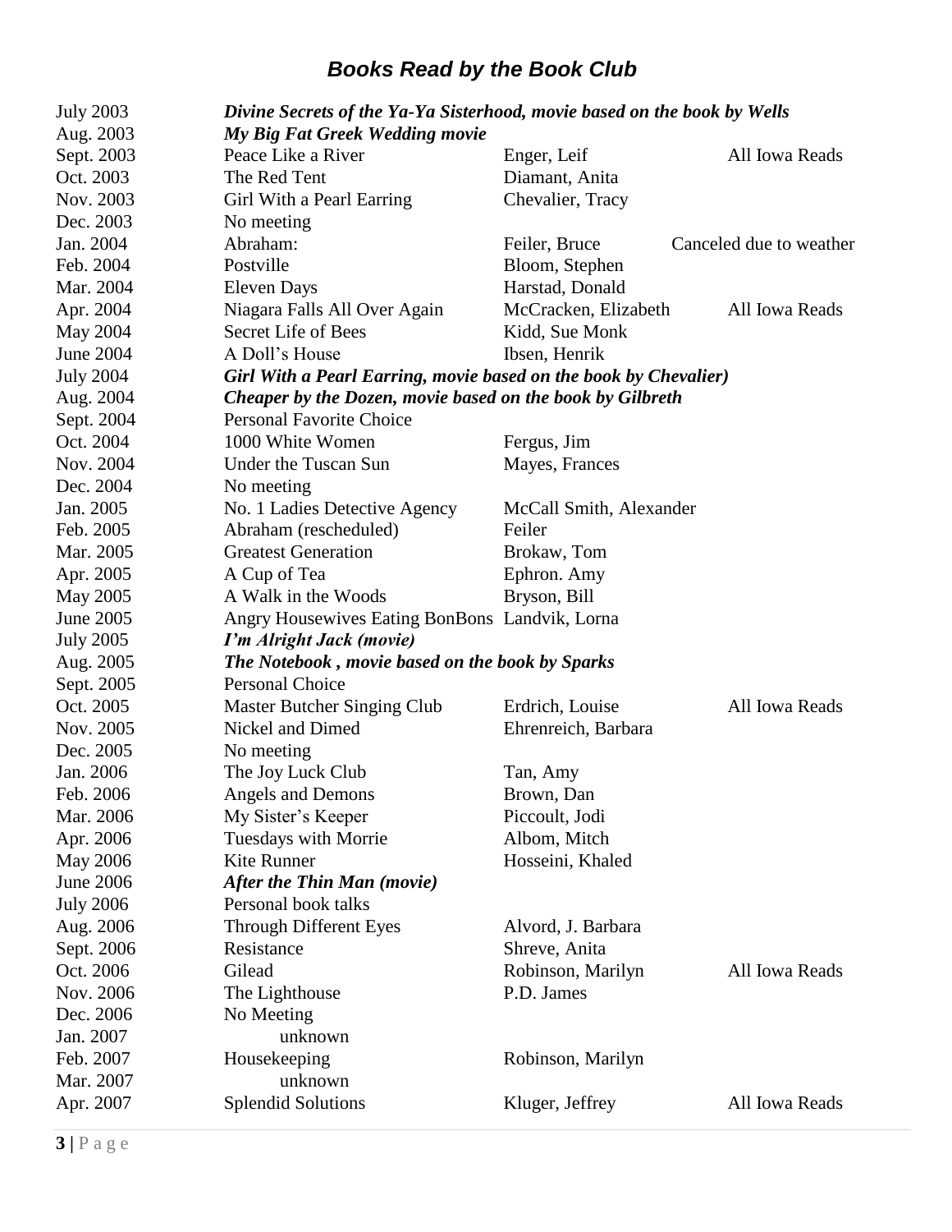# ***Books Read by the Book Club***

| | | | |
|---|---|---|---|
| July 2003 | ***Divine Secrets of the Ya-Ya Sisterhood, movie based on the book by Wells*** | | |
| Aug. 2003 | ***My Big Fat Greek Wedding movie*** | | |
| Sept. 2003 | Peace Like a River | Enger, Leif | All Iowa Reads |
| Oct. 2003 | The Red Tent | Diamant, Anita | |
| Nov. 2003 | Girl With a Pearl Earring | Chevalier, Tracy | |
| Dec. 2003 | No meeting | | |
| Jan. 2004 | Abraham: | Feiler, Bruce | Canceled due to weather |
| Feb. 2004 | Postville | Bloom, Stephen | |
| Mar. 2004 | Eleven Days | Harstad, Donald | |
| Apr. 2004 | Niagara Falls All Over Again | McCracken, Elizabeth | All Iowa Reads |
| May 2004 | Secret Life of Bees | Kidd, Sue Monk | |
| June 2004 | A Doll's House | Ibsen, Henrik | |
| July 2004 | ***Girl With a Pearl Earring, movie based on the book by Chevalier)*** | | |
| Aug. 2004 | ***Cheaper by the Dozen, movie based on the book by Gilbreth*** | | |
| Sept. 2004 | Personal Favorite Choice | | |
| Oct. 2004 | 1000 White Women | Fergus, Jim | |
| Nov. 2004 | Under the Tuscan Sun | Mayes, Frances | |
| Dec. 2004 | No meeting | | |
| Jan. 2005 | No. 1 Ladies Detective Agency | McCall Smith, Alexander | |
| Feb. 2005 | Abraham (rescheduled) | Feiler | |
| Mar. 2005 | Greatest Generation | Brokaw, Tom | |
| Apr. 2005 | A Cup of Tea | Ephron. Amy | |
| May 2005 | A Walk in the Woods | Bryson, Bill | |
| June 2005 | Angry Housewives Eating BonBons | Landvik, Lorna | |
| July 2005 | ***I'm Alright Jack (movie)*** | | |
| Aug. 2005 | ***The Notebook , movie based on the book by Sparks*** | | |
| Sept. 2005 | Personal Choice | | |
| Oct. 2005 | Master Butcher Singing Club | Erdrich, Louise | All Iowa Reads |
| Nov. 2005 | Nickel and Dimed | Ehrenreich, Barbara | |
| Dec. 2005 | No meeting | | |
| Jan. 2006 | The Joy Luck Club | Tan, Amy | |
| Feb. 2006 | Angels and Demons | Brown, Dan | |
| Mar. 2006 | My Sister's Keeper | Piccoult, Jodi | |
| Apr. 2006 | Tuesdays with Morrie | Albom, Mitch | |
| May 2006 | Kite Runner | Hosseini, Khaled | |
| June 2006 | ***After the Thin Man (movie)*** | | |
| July 2006 | Personal book talks | | |
| Aug. 2006 | Through Different Eyes | Alvord, J. Barbara | |
| Sept. 2006 | Resistance | Shreve, Anita | |
| Oct. 2006 | Gilead | Robinson, Marilyn | All Iowa Reads |
| Nov. 2006 | The Lighthouse | P.D. James | |
| Dec. 2006 | No Meeting | | |
| Jan. 2007 | unknown | | |
| Feb. 2007 | Housekeeping | Robinson, Marilyn | |
| Mar. 2007 | unknown | | |
| Apr. 2007 | Splendid Solutions | Kluger, Jeffrey | All Iowa Reads |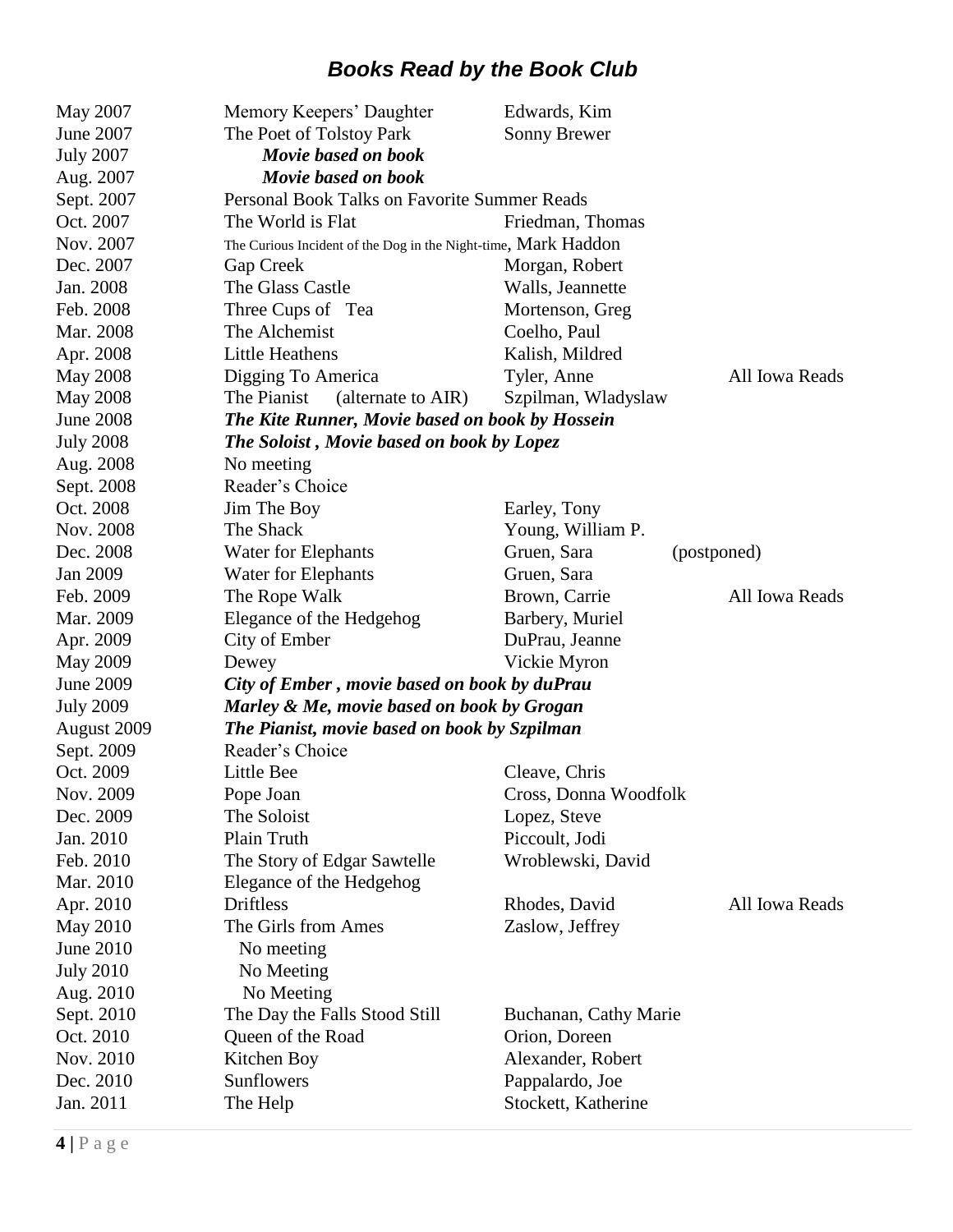# ***Books Read by the Book Club***

| | | | |
|---|---|---|---|
| May 2007 | Memory Keepers' Daughter | Edwards, Kim | |
| June 2007 | The Poet of Tolstoy Park | Sonny Brewer | |
| July 2007 | ***Movie based on book*** | | |
| Aug. 2007 | ***Movie based on book*** | | |
| Sept. 2007 | Personal Book Talks on Favorite Summer Reads | | |
| Oct. 2007 | The World is Flat | Friedman, Thomas | |
| Nov. 2007 | The Curious Incident of the Dog in the Night-time, Mark Haddon | | |
| Dec. 2007 | Gap Creek | Morgan, Robert | |
| Jan. 2008 | The Glass Castle | Walls, Jeannette | |
| Feb. 2008 | Three Cups of Tea | Mortenson, Greg | |
| Mar. 2008 | The Alchemist | Coelho, Paul | |
| Apr. 2008 | Little Heathens | Kalish, Mildred | |
| May 2008 | Digging To America | Tyler, Anne | All Iowa Reads |
| May 2008 | The Pianist (alternate to AIR) | Szpilman, Wladyslaw | |
| June 2008 | ***The Kite Runner, Movie based on book by Hossein*** | | |
| July 2008 | ***The Soloist , Movie based on book by Lopez*** | | |
| Aug. 2008 | No meeting | | |
| Sept. 2008 | Reader's Choice | | |
| Oct. 2008 | Jim The Boy | Earley, Tony | |
| Nov. 2008 | The Shack | Young, William P. | |
| Dec. 2008 | Water for Elephants | Gruen, Sara | (postponed) |
| Jan 2009 | Water for Elephants | Gruen, Sara | |
| Feb. 2009 | The Rope Walk | Brown, Carrie | All Iowa Reads |
| Mar. 2009 | Elegance of the Hedgehog | Barbery, Muriel | |
| Apr. 2009 | City of Ember | DuPrau, Jeanne | |
| May 2009 | Dewey | Vickie Myron | |
| June 2009 | ***City of Ember , movie based on book by duPrau*** | | |
| July 2009 | ***Marley & Me, movie based on book by Grogan*** | | |
| August 2009 | ***The Pianist, movie based on book by Szpilman*** | | |
| Sept. 2009 | Reader's Choice | | |
| Oct. 2009 | Little Bee | Cleave, Chris | |
| Nov. 2009 | Pope Joan | Cross, Donna Woodfolk | |
| Dec. 2009 | The Soloist | Lopez, Steve | |
| Jan. 2010 | Plain Truth | Piccoult, Jodi | |
| Feb. 2010 | The Story of Edgar Sawtelle | Wroblewski, David | |
| Mar. 2010 | Elegance of the Hedgehog | | |
| Apr. 2010 | Driftless | Rhodes, David | All Iowa Reads |
| May 2010 | The Girls from Ames | Zaslow, Jeffrey | |
| June 2010 | No meeting | | |
| July 2010 | No Meeting | | |
| Aug. 2010 | No Meeting | | |
| Sept. 2010 | The Day the Falls Stood Still | Buchanan, Cathy Marie | |
| Oct. 2010 | Queen of the Road | Orion, Doreen | |
| Nov. 2010 | Kitchen Boy | Alexander, Robert | |
| Dec. 2010 | Sunflowers | Pappalardo, Joe | |
| Jan. 2011 | The Help | Stockett, Katherine | |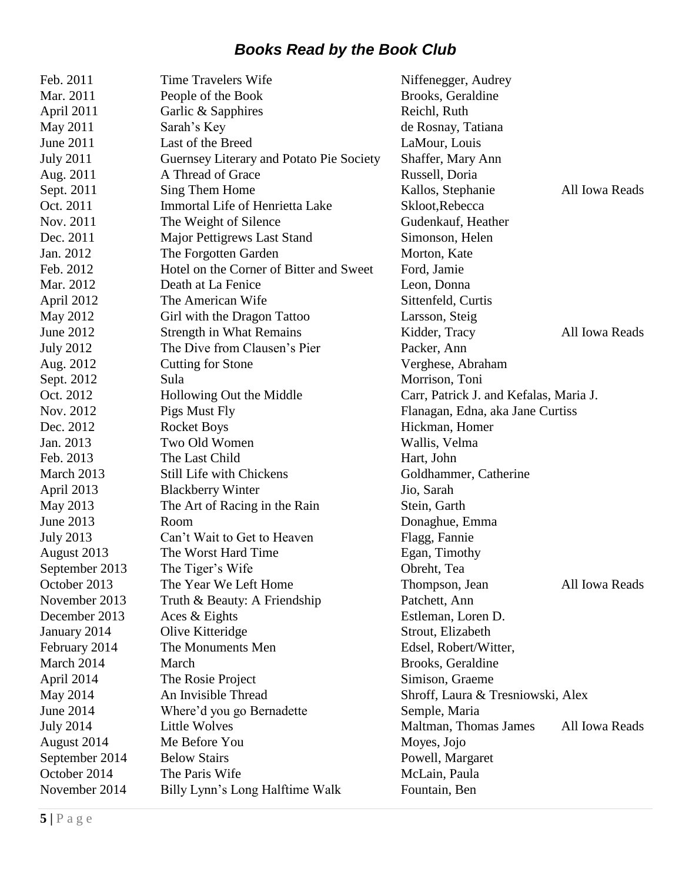## ***Books Read by the Book Club***

| | | | |
|---|---|---|---|
| Feb. 2011 | Time Travelers Wife | Niffenegger, Audrey | |
| Mar. 2011 | People of the Book | Brooks, Geraldine | |
| April 2011 | Garlic & Sapphires | Reichl, Ruth | |
| May 2011 | Sarah's Key | de Rosnay, Tatiana | |
| June 2011 | Last of the Breed | LaMour, Louis | |
| July 2011 | Guernsey Literary and Potato Pie Society | Shaffer, Mary Ann | |
| Aug. 2011 | A Thread of Grace | Russell, Doria | |
| Sept. 2011 | Sing Them Home | Kallos, Stephanie | All Iowa Reads |
| Oct. 2011 | Immortal Life of Henrietta Lake | Skloot,Rebecca | |
| Nov. 2011 | The Weight of Silence | Gudenkauf, Heather | |
| Dec. 2011 | Major Pettigrews Last Stand | Simonson, Helen | |
| Jan. 2012 | The Forgotten Garden | Morton, Kate | |
| Feb. 2012 | Hotel on the Corner of Bitter and Sweet | Ford, Jamie | |
| Mar. 2012 | Death at La Fenice | Leon, Donna | |
| April 2012 | The American Wife | Sittenfeld, Curtis | |
| May 2012 | Girl with the Dragon Tattoo | Larsson, Steig | |
| June 2012 | Strength in What Remains | Kidder, Tracy | All Iowa Reads |
| July 2012 | The Dive from Clausen's Pier | Packer, Ann | |
| Aug. 2012 | Cutting for Stone | Verghese, Abraham | |
| Sept. 2012 | Sula | Morrison, Toni | |
| Oct. 2012 | Hollowing Out the Middle | Carr, Patrick J. and Kefalas, Maria J. | |
| Nov. 2012 | Pigs Must Fly | Flanagan, Edna, aka Jane Curtiss | |
| Dec. 2012 | Rocket Boys | Hickman, Homer | |
| Jan. 2013 | Two Old Women | Wallis, Velma | |
| Feb. 2013 | The Last Child | Hart, John | |
| March 2013 | Still Life with Chickens | Goldhammer, Catherine | |
| April 2013 | Blackberry Winter | Jio, Sarah | |
| May 2013 | The Art of Racing in the Rain | Stein, Garth | |
| June 2013 | Room | Donaghue, Emma | |
| July 2013 | Can't Wait to Get to Heaven | Flagg, Fannie | |
| August 2013 | The Worst Hard Time | Egan, Timothy | |
| September 2013 | The Tiger's Wife | Obreht, Tea | |
| October 2013 | The Year We Left Home | Thompson, Jean | All Iowa Reads |
| November 2013 | Truth & Beauty: A Friendship | Patchett, Ann | |
| December 2013 | Aces & Eights | Estleman, Loren D. | |
| January 2014 | Olive Kitteridge | Strout, Elizabeth | |
| February 2014 | The Monuments Men | Edsel, Robert/Witter, | |
| March 2014 | March | Brooks, Geraldine | |
| April 2014 | The Rosie Project | Simison, Graeme | |
| May 2014 | An Invisible Thread | Shroff, Laura & Tresniowski, Alex | |
| June 2014 | Where'd you go Bernadette | Semple, Maria | |
| July 2014 | Little Wolves | Maltman, Thomas James | All Iowa Reads |
| August 2014 | Me Before You | Moyes, Jojo | |
| September 2014 | Below Stairs | Powell, Margaret | |
| October 2014 | The Paris Wife | McLain, Paula | |
| November 2014 | Billy Lynn's Long Halftime Walk | Fountain, Ben | |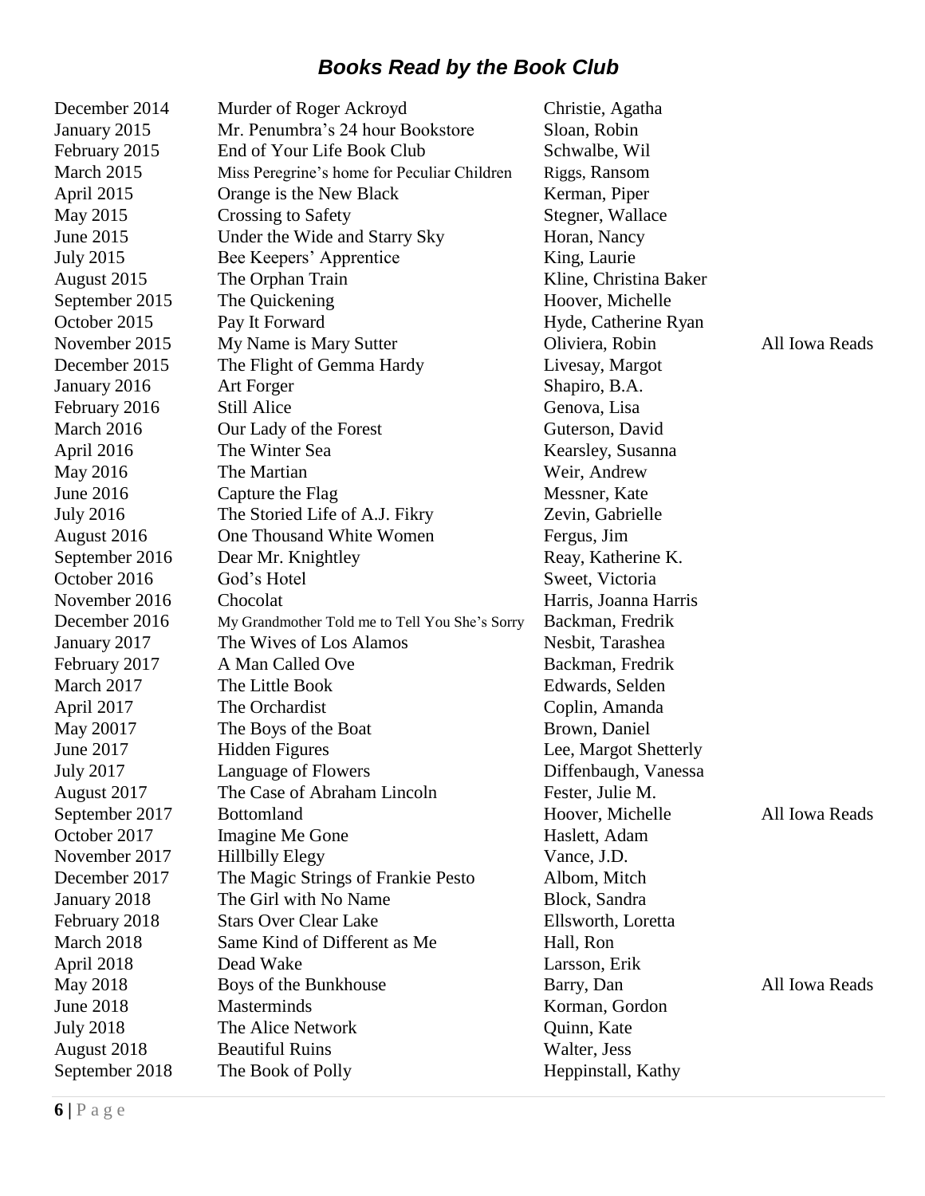# ***Books Read by the Book Club***

| | | | |
|---|---|---|---|
| December 2014 | Murder of Roger Ackroyd | Christie, Agatha | |
| January 2015 | Mr. Penumbra's 24 hour Bookstore | Sloan, Robin | |
| February 2015 | End of Your Life Book Club | Schwalbe, Wil | |
| March 2015 | Miss Peregrine's home for Peculiar Children | Riggs, Ransom | |
| April 2015 | Orange is the New Black | Kerman, Piper | |
| May 2015 | Crossing to Safety | Stegner, Wallace | |
| June 2015 | Under the Wide and Starry Sky | Horan, Nancy | |
| July 2015 | Bee Keepers' Apprentice | King, Laurie | |
| August 2015 | The Orphan Train | Kline, Christina Baker | |
| September 2015 | The Quickening | Hoover, Michelle | |
| October 2015 | Pay It Forward | Hyde, Catherine Ryan | |
| November 2015 | My Name is Mary Sutter | Oliviera, Robin | All Iowa Reads |
| December 2015 | The Flight of Gemma Hardy | Livesay, Margot | |
| January 2016 | Art Forger | Shapiro, B.A. | |
| February 2016 | Still Alice | Genova, Lisa | |
| March 2016 | Our Lady of the Forest | Guterson, David | |
| April 2016 | The Winter Sea | Kearsley, Susanna | |
| May 2016 | The Martian | Weir, Andrew | |
| June 2016 | Capture the Flag | Messner, Kate | |
| July 2016 | The Storied Life of A.J. Fikry | Zevin, Gabrielle | |
| August 2016 | One Thousand White Women | Fergus, Jim | |
| September 2016 | Dear Mr. Knightley | Reay, Katherine K. | |
| October 2016 | God's Hotel | Sweet, Victoria | |
| November 2016 | Chocolat | Harris, Joanna Harris | |
| December 2016 | My Grandmother Told me to Tell You She's Sorry | Backman, Fredrik | |
| January 2017 | The Wives of Los Alamos | Nesbit, Tarashea | |
| February 2017 | A Man Called Ove | Backman, Fredrik | |
| March 2017 | The Little Book | Edwards, Selden | |
| April 2017 | The Orchardist | Coplin, Amanda | |
| May 20017 | The Boys of the Boat | Brown, Daniel | |
| June 2017 | Hidden Figures | Lee, Margot Shetterly | |
| July 2017 | Language of Flowers | Diffenbaugh, Vanessa | |
| August 2017 | The Case of Abraham Lincoln | Fester, Julie M. | |
| September 2017 | Bottomland | Hoover, Michelle | All Iowa Reads |
| October 2017 | Imagine Me Gone | Haslett, Adam | |
| November 2017 | Hillbilly Elegy | Vance, J.D. | |
| December 2017 | The Magic Strings of Frankie Pesto | Albom, Mitch | |
| January 2018 | The Girl with No Name | Block, Sandra | |
| February 2018 | Stars Over Clear Lake | Ellsworth, Loretta | |
| March 2018 | Same Kind of Different as Me | Hall, Ron | |
| April 2018 | Dead Wake | Larsson, Erik | |
| May 2018 | Boys of the Bunkhouse | Barry, Dan | All Iowa Reads |
| June 2018 | Masterminds | Korman, Gordon | |
| July 2018 | The Alice Network | Quinn, Kate | |
| August 2018 | Beautiful Ruins | Walter, Jess | |
| September 2018 | The Book of Polly | Heppinstall, Kathy | |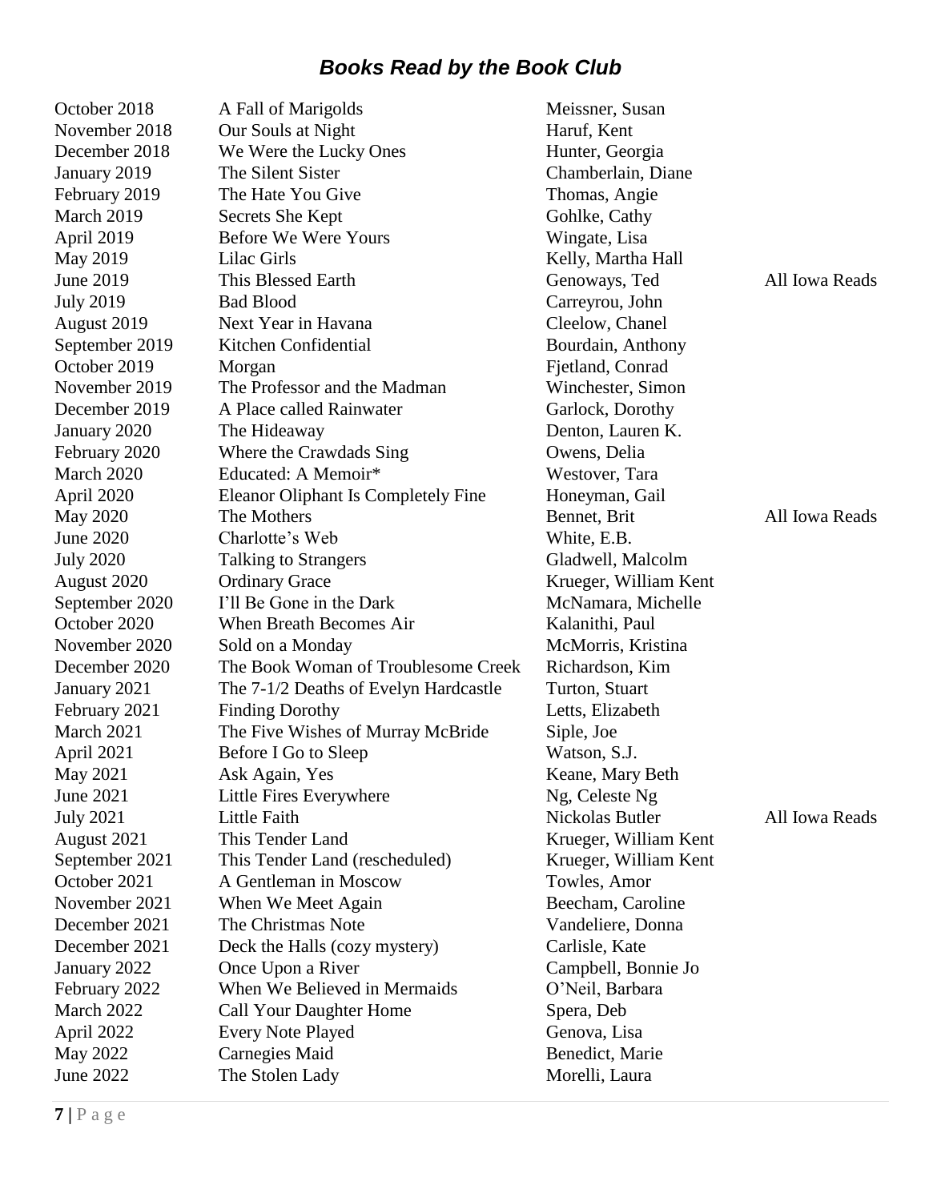# *Books Read by the Book Club*

| | | | |
|---|---|---|---|
| October 2018 | A Fall of Marigolds | Meissner, Susan | |
| November 2018 | Our Souls at Night | Haruf, Kent | |
| December 2018 | We Were the Lucky Ones | Hunter, Georgia | |
| January 2019 | The Silent Sister | Chamberlain, Diane | |
| February 2019 | The Hate You Give | Thomas, Angie | |
| March 2019 | Secrets She Kept | Gohlke, Cathy | |
| April 2019 | Before We Were Yours | Wingate, Lisa | |
| May 2019 | Lilac Girls | Kelly, Martha Hall | |
| June 2019 | This Blessed Earth | Genoways, Ted | All Iowa Reads |
| July 2019 | Bad Blood | Carreyrou, John | |
| August 2019 | Next Year in Havana | Cleelow, Chanel | |
| September 2019 | Kitchen Confidential | Bourdain, Anthony | |
| October 2019 | Morgan | Fjetland, Conrad | |
| November 2019 | The Professor and the Madman | Winchester, Simon | |
| December 2019 | A Place called Rainwater | Garlock, Dorothy | |
| January 2020 | The Hideaway | Denton, Lauren K. | |
| February 2020 | Where the Crawdads Sing | Owens, Delia | |
| March 2020 | Educated: A Memoir* | Westover, Tara | |
| April 2020 | Eleanor Oliphant Is Completely Fine | Honeyman, Gail | |
| May 2020 | The Mothers | Bennet, Brit | All Iowa Reads |
| June 2020 | Charlotte's Web | White, E.B. | |
| July 2020 | Talking to Strangers | Gladwell, Malcolm | |
| August 2020 | Ordinary Grace | Krueger, William Kent | |
| September 2020 | I'll Be Gone in the Dark | McNamara, Michelle | |
| October 2020 | When Breath Becomes Air | Kalanithi, Paul | |
| November 2020 | Sold on a Monday | McMorris, Kristina | |
| December 2020 | The Book Woman of Troublesome Creek | Richardson, Kim | |
| January 2021 | The 7-1/2 Deaths of Evelyn Hardcastle | Turton, Stuart | |
| February 2021 | Finding Dorothy | Letts, Elizabeth | |
| March 2021 | The Five Wishes of Murray McBride | Siple, Joe | |
| April 2021 | Before I Go to Sleep | Watson, S.J. | |
| May 2021 | Ask Again, Yes | Keane, Mary Beth | |
| June 2021 | Little Fires Everywhere | Ng, Celeste Ng | |
| July 2021 | Little Faith | Nickolas Butler | All Iowa Reads |
| August 2021 | This Tender Land | Krueger, William Kent | |
| September 2021 | This Tender Land (rescheduled) | Krueger, William Kent | |
| October 2021 | A Gentleman in Moscow | Towles, Amor | |
| November 2021 | When We Meet Again | Beecham, Caroline | |
| December 2021 | The Christmas Note | Vandeliere, Donna | |
| December 2021 | Deck the Halls (cozy mystery) | Carlisle, Kate | |
| January 2022 | Once Upon a River | Campbell, Bonnie Jo | |
| February 2022 | When We Believed in Mermaids | O'Neil, Barbara | |
| March 2022 | Call Your Daughter Home | Spera, Deb | |
| April 2022 | Every Note Played | Genova, Lisa | |
| May 2022 | Carnegies Maid | Benedict, Marie | |
| June 2022 | The Stolen Lady | Morelli, Laura | |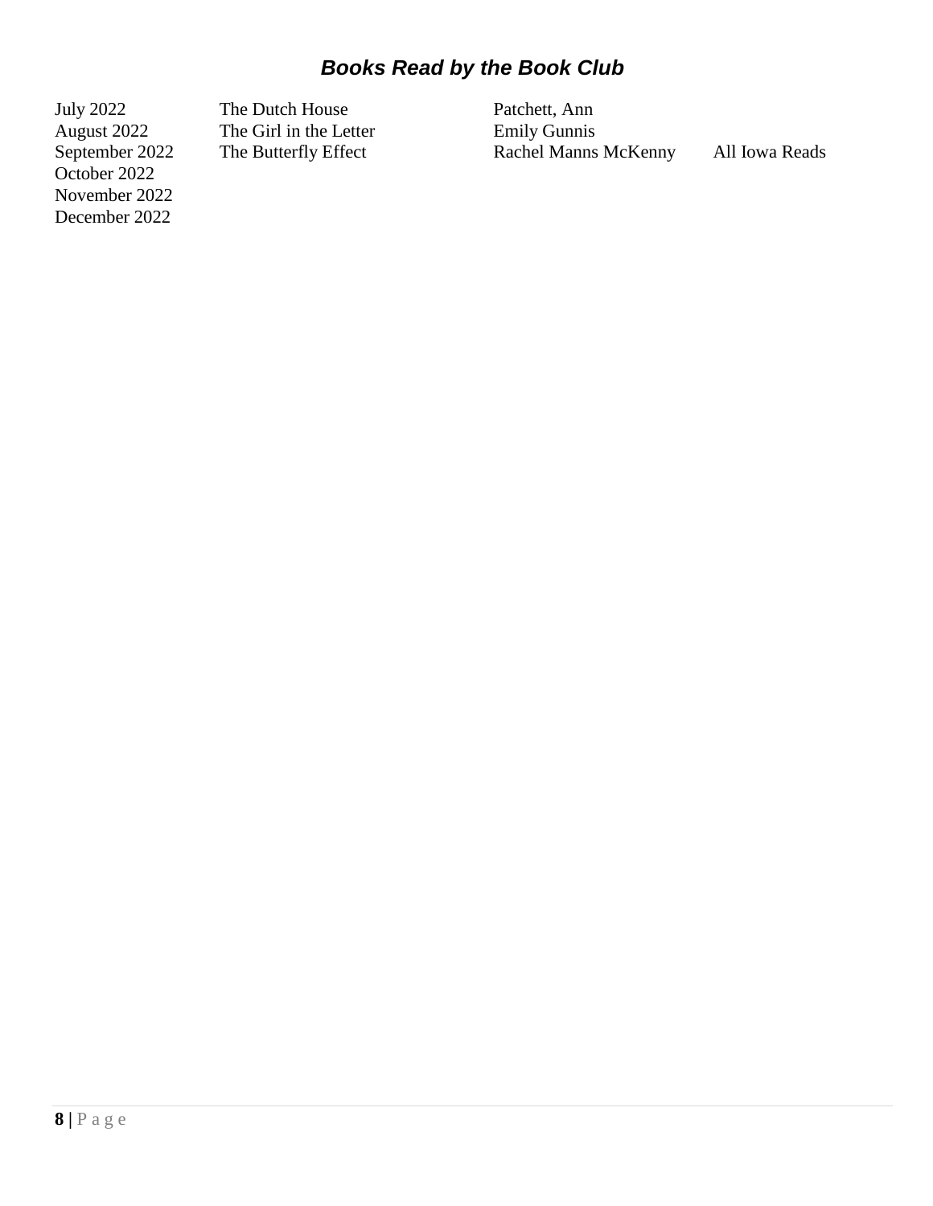# ***Books Read by the Book Club***

| | | | |
|---|---|---|---|
| July 2022 | The Dutch House | Patchett, Ann | |
| August 2022 | The Girl in the Letter | Emily Gunnis | |
| September 2022 | The Butterfly Effect | Rachel Manns McKenny | All Iowa Reads |
| October 2022 | | | |
| November 2022 | | | |
| December 2022 | | | |